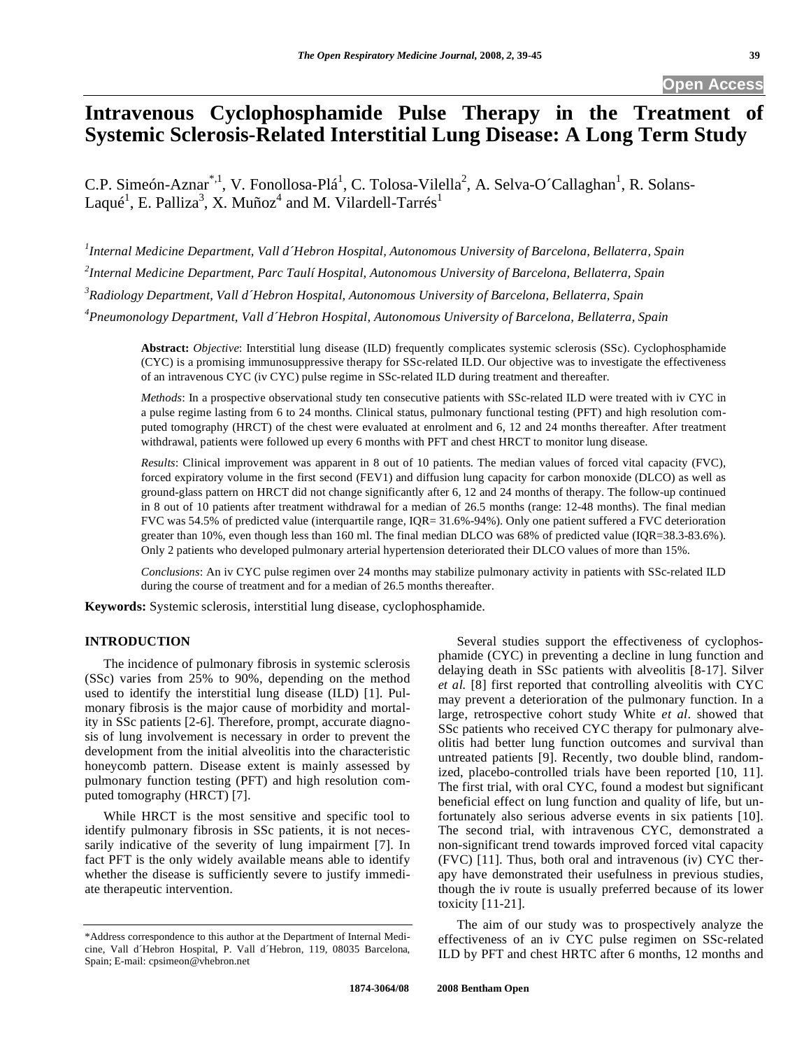# Intravenous Cyclophosphamide Pulse Therapy in the Treatment of Systemic Sclerosis-Related Interstitial Lung Disease: A Long Term Study

C.P. Simeón-Aznar[*,1], V. Fonollosa-Plá[1], C. Tolosa-Vilella[2], A. Selva-O´Callaghan[1], R. Solans-Laqué[1], E. Palliza[3], X. Muñoz[4] and M. Vilardell-Tarrés[1]

*[1]Internal Medicine Department, Vall d´Hebron Hospital, Autonomous University of Barcelona, Bellaterra, Spain*

*[2]Internal Medicine Department, Parc Taulí Hospital, Autonomous University of Barcelona, Bellaterra, Spain*

*[3]Radiology Department, Vall d´Hebron Hospital, Autonomous University of Barcelona, Bellaterra, Spain*

*[4]Pneumonology Department, Vall d´Hebron Hospital, Autonomous University of Barcelona, Bellaterra, Spain*

**Abstract:** *Objective*: Interstitial lung disease (ILD) frequently complicates systemic sclerosis (SSc). Cyclophosphamide (CYC) is a promising immunosuppressive therapy for SSc-related ILD. Our objective was to investigate the effectiveness of an intravenous CYC (iv CYC) pulse regime in SSc-related ILD during treatment and thereafter.

*Methods*: In a prospective observational study ten consecutive patients with SSc-related ILD were treated with iv CYC in a pulse regime lasting from 6 to 24 months. Clinical status, pulmonary functional testing (PFT) and high resolution computed tomography (HRCT) of the chest were evaluated at enrolment and 6, 12 and 24 months thereafter. After treatment withdrawal, patients were followed up every 6 months with PFT and chest HRCT to monitor lung disease.

*Results*: Clinical improvement was apparent in 8 out of 10 patients. The median values of forced vital capacity (FVC), forced expiratory volume in the first second (FEV1) and diffusion lung capacity for carbon monoxide (DLCO) as well as ground-glass pattern on HRCT did not change significantly after 6, 12 and 24 months of therapy. The follow-up continued in 8 out of 10 patients after treatment withdrawal for a median of 26.5 months (range: 12-48 months). The final median FVC was 54.5% of predicted value (interquartile range, IQR= 31.6%-94%). Only one patient suffered a FVC deterioration greater than 10%, even though less than 160 ml. The final median DLCO was 68% of predicted value (IQR=38.3-83.6%). Only 2 patients who developed pulmonary arterial hypertension deteriorated their DLCO values of more than 15%.

*Conclusions*: An iv CYC pulse regimen over 24 months may stabilize pulmonary activity in patients with SSc-related ILD during the course of treatment and for a median of 26.5 months thereafter.

**Keywords:** Systemic sclerosis, interstitial lung disease, cyclophosphamide.

## INTRODUCTION

The incidence of pulmonary fibrosis in systemic sclerosis (SSc) varies from 25% to 90%, depending on the method used to identify the interstitial lung disease (ILD) [1]. Pulmonary fibrosis is the major cause of morbidity and mortality in SSc patients [2-6]. Therefore, prompt, accurate diagnosis of lung involvement is necessary in order to prevent the development from the initial alveolitis into the characteristic honeycomb pattern. Disease extent is mainly assessed by pulmonary function testing (PFT) and high resolution computed tomography (HRCT) [7].

While HRCT is the most sensitive and specific tool to identify pulmonary fibrosis in SSc patients, it is not necessarily indicative of the severity of lung impairment [7]. In fact PFT is the only widely available means able to identify whether the disease is sufficiently severe to justify immediate therapeutic intervention.

Several studies support the effectiveness of cyclophosphamide (CYC) in preventing a decline in lung function and delaying death in SSc patients with alveolitis [8-17]. Silver *et al.* [8] first reported that controlling alveolitis with CYC may prevent a deterioration of the pulmonary function. In a large, retrospective cohort study White *et al*. showed that SSc patients who received CYC therapy for pulmonary alveolitis had better lung function outcomes and survival than untreated patients [9]. Recently, two double blind, randomized, placebo-controlled trials have been reported [10, 11]. The first trial, with oral CYC, found a modest but significant beneficial effect on lung function and quality of life, but unfortunately also serious adverse events in six patients [10]. The second trial, with intravenous CYC, demonstrated a non-significant trend towards improved forced vital capacity (FVC) [11]. Thus, both oral and intravenous (iv) CYC therapy have demonstrated their usefulness in previous studies, though the iv route is usually preferred because of its lower toxicity [11-21].

The aim of our study was to prospectively analyze the effectiveness of an iv CYC pulse regimen on SSc-related ILD by PFT and chest HRTC after 6 months, 12 months and

*Address correspondence to this author at the Department of Internal Medicine, Vall d´Hebron Hospital, P. Vall d´Hebron, 119, 08035 Barcelona, Spain; E-mail: cpsimeon@vhebron.net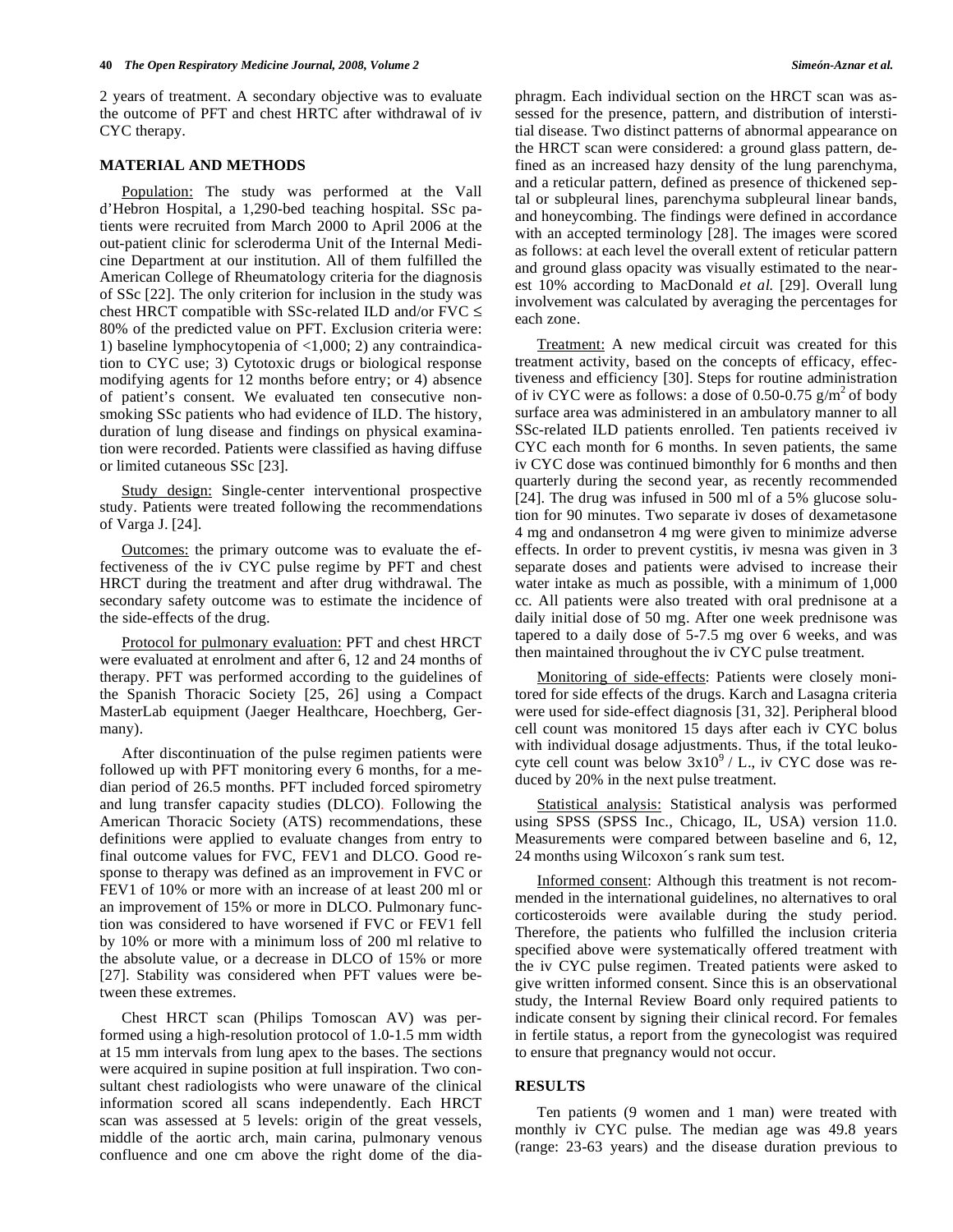2 years of treatment. A secondary objective was to evaluate the outcome of PFT and chest HRTC after withdrawal of iv CYC therapy.

## MATERIAL AND METHODS

Population: The study was performed at the Vall d'Hebron Hospital, a 1,290-bed teaching hospital. SSc patients were recruited from March 2000 to April 2006 at the out-patient clinic for scleroderma Unit of the Internal Medicine Department at our institution. All of them fulfilled the American College of Rheumatology criteria for the diagnosis of SSc [22]. The only criterion for inclusion in the study was chest HRCT compatible with SSc-related ILD and/or FVC ≤ 80% of the predicted value on PFT. Exclusion criteria were: 1) baseline lymphocytopenia of <1,000; 2) any contraindication to CYC use; 3) Cytotoxic drugs or biological response modifying agents for 12 months before entry; or 4) absence of patient's consent. We evaluated ten consecutive non-smoking SSc patients who had evidence of ILD. The history, duration of lung disease and findings on physical examination were recorded. Patients were classified as having diffuse or limited cutaneous SSc [23].

Study design: Single-center interventional prospective study. Patients were treated following the recommendations of Varga J. [24].

Outcomes: the primary outcome was to evaluate the effectiveness of the iv CYC pulse regime by PFT and chest HRCT during the treatment and after drug withdrawal. The secondary safety outcome was to estimate the incidence of the side-effects of the drug.

Protocol for pulmonary evaluation: PFT and chest HRCT were evaluated at enrolment and after 6, 12 and 24 months of therapy. PFT was performed according to the guidelines of the Spanish Thoracic Society [25, 26] using a Compact MasterLab equipment (Jaeger Healthcare, Hoechberg, Germany).

After discontinuation of the pulse regimen patients were followed up with PFT monitoring every 6 months, for a median period of 26.5 months. PFT included forced spirometry and lung transfer capacity studies (DLCO). Following the American Thoracic Society (ATS) recommendations, these definitions were applied to evaluate changes from entry to final outcome values for FVC, FEV1 and DLCO. Good response to therapy was defined as an improvement in FVC or FEV1 of 10% or more with an increase of at least 200 ml or an improvement of 15% or more in DLCO. Pulmonary function was considered to have worsened if FVC or FEV1 fell by 10% or more with a minimum loss of 200 ml relative to the absolute value, or a decrease in DLCO of 15% or more [27]. Stability was considered when PFT values were between these extremes.

Chest HRCT scan (Philips Tomoscan AV) was performed using a high-resolution protocol of 1.0-1.5 mm width at 15 mm intervals from lung apex to the bases. The sections were acquired in supine position at full inspiration. Two consultant chest radiologists who were unaware of the clinical information scored all scans independently. Each HRCT scan was assessed at 5 levels: origin of the great vessels, middle of the aortic arch, main carina, pulmonary venous confluence and one cm above the right dome of the diaphragm. Each individual section on the HRCT scan was assessed for the presence, pattern, and distribution of interstitial disease. Two distinct patterns of abnormal appearance on the HRCT scan were considered: a ground glass pattern, defined as an increased hazy density of the lung parenchyma, and a reticular pattern, defined as presence of thickened septal or subpleural lines, parenchyma subpleural linear bands, and honeycombing. The findings were defined in accordance with an accepted terminology [28]. The images were scored as follows: at each level the overall extent of reticular pattern and ground glass opacity was visually estimated to the nearest 10% according to MacDonald *et al.* [29]. Overall lung involvement was calculated by averaging the percentages for each zone.

Treatment: A new medical circuit was created for this treatment activity, based on the concepts of efficacy, effectiveness and efficiency [30]. Steps for routine administration of iv CYC were as follows: a dose of 0.50-0.75 $g/m^2$ of body surface area was administered in an ambulatory manner to all SSc-related ILD patients enrolled. Ten patients received iv CYC each month for 6 months. In seven patients, the same iv CYC dose was continued bimonthly for 6 months and then quarterly during the second year, as recently recommended [24]. The drug was infused in 500 ml of a 5% glucose solution for 90 minutes. Two separate iv doses of dexametasone 4 mg and ondansetron 4 mg were given to minimize adverse effects. In order to prevent cystitis, iv mesna was given in 3 separate doses and patients were advised to increase their water intake as much as possible, with a minimum of 1,000 cc. All patients were also treated with oral prednisone at a daily initial dose of 50 mg. After one week prednisone was tapered to a daily dose of 5-7.5 mg over 6 weeks, and was then maintained throughout the iv CYC pulse treatment.

Monitoring of side-effects: Patients were closely monitored for side effects of the drugs. Karch and Lasagna criteria were used for side-effect diagnosis [31, 32]. Peripheral blood cell count was monitored 15 days after each iv CYC bolus with individual dosage adjustments. Thus, if the total leukocyte cell count was below $3x10^9$ / L., iv CYC dose was reduced by 20% in the next pulse treatment.

Statistical analysis: Statistical analysis was performed using SPSS (SPSS Inc., Chicago, IL, USA) version 11.0. Measurements were compared between baseline and 6, 12, 24 months using Wilcoxon´s rank sum test.

Informed consent: Although this treatment is not recommended in the international guidelines, no alternatives to oral corticosteroids were available during the study period. Therefore, the patients who fulfilled the inclusion criteria specified above were systematically offered treatment with the iv CYC pulse regimen. Treated patients were asked to give written informed consent. Since this is an observational study, the Internal Review Board only required patients to indicate consent by signing their clinical record. For females in fertile status, a report from the gynecologist was required to ensure that pregnancy would not occur.

## RESULTS

Ten patients (9 women and 1 man) were treated with monthly iv CYC pulse. The median age was 49.8 years (range: 23-63 years) and the disease duration previous to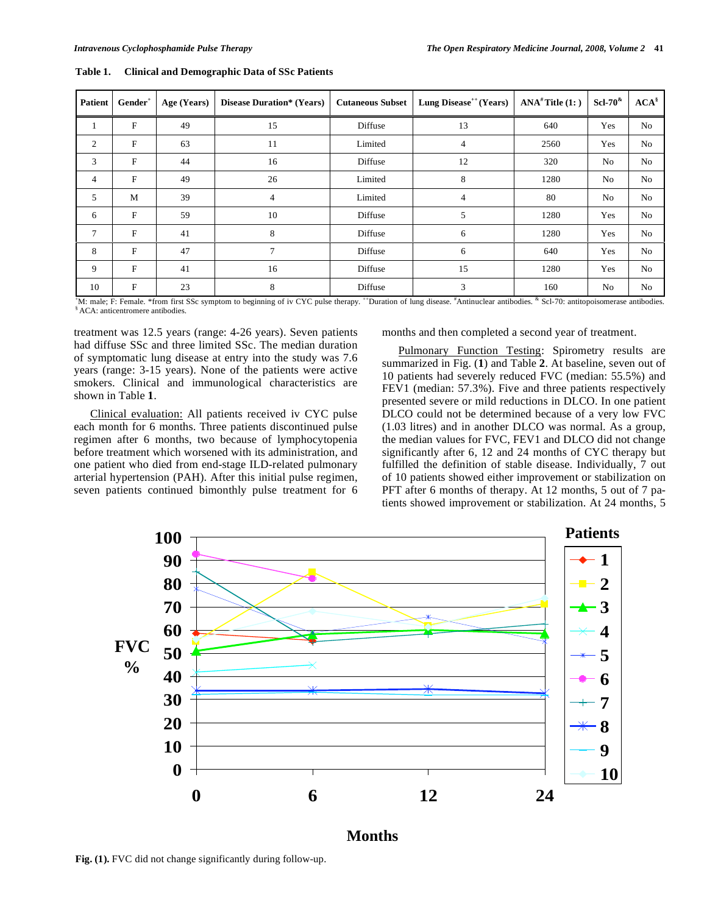**Table 1. Clinical and Demographic Data of SSc Patients**

| Patient | Gender[+] | Age (Years) | Disease Duration* (Years) | Cutaneous Subset | Lung Disease[++] (Years) | ANA[#] Title (1: ) | Scl-70[&] | ACA[§] |
|---|---|---|---|---|---|---|---|---|
| 1 | F | 49 | 15 | Diffuse | 13 | 640 | Yes | No |
| 2 | F | 63 | 11 | Limited | 4 | 2560 | Yes | No |
| 3 | F | 44 | 16 | Diffuse | 12 | 320 | No | No |
| 4 | F | 49 | 26 | Limited | 8 | 1280 | No | No |
| 5 | M | 39 | 4 | Limited | 4 | 80 | No | No |
| 6 | F | 59 | 10 | Diffuse | 5 | 1280 | Yes | No |
| 7 | F | 41 | 8 | Diffuse | 6 | 1280 | Yes | No |
| 8 | F | 47 | 7 | Diffuse | 6 | 640 | Yes | No |
| 9 | F | 41 | 16 | Diffuse | 15 | 1280 | Yes | No |
| 10 | F | 23 | 8 | Diffuse | 3 | 160 | No | No |

[+]M: male; F: Female. *from first SSc symptom to beginning of iv CYC pulse therapy. [++]Duration of lung disease. [#]Antinuclear antibodies. [&] Scl-70: antitopoisomerase antibodies. [§] ACA: anticentromere antibodies.

treatment was 12.5 years (range: 4-26 years). Seven patients had diffuse SSc and three limited SSc. The median duration of symptomatic lung disease at entry into the study was 7.6 years (range: 3-15 years). None of the patients were active smokers. Clinical and immunological characteristics are shown in Table **1**.

Clinical evaluation: All patients received iv CYC pulse each month for 6 months. Three patients discontinued pulse regimen after 6 months, two because of lymphocytopenia before treatment which worsened with its administration, and one patient who died from end-stage ILD-related pulmonary arterial hypertension (PAH). After this initial pulse regimen, seven patients continued bimonthly pulse treatment for 6 months and then completed a second year of treatment.

Pulmonary Function Testing: Spirometry results are summarized in Fig. (**1**) and Table **2**. At baseline, seven out of 10 patients had severely reduced FVC (median: 55.5%) and FEV1 (median: 57.3%). Five and three patients respectively presented severe or mild reductions in DLCO. In one patient DLCO could not be determined because of a very low FVC (1.03 litres) and in another DLCO was normal. As a group, the median values for FVC, FEV1 and DLCO did not change significantly after 6, 12 and 24 months of CYC therapy but fulfilled the definition of stable disease. Individually, 7 out of 10 patients showed either improvement or stabilization on PFT after 6 months of therapy. At 12 months, 5 out of 7 patients showed improvement or stabilization. At 24 months, 5

**Fig. (1).** FVC did not change significantly during follow-up.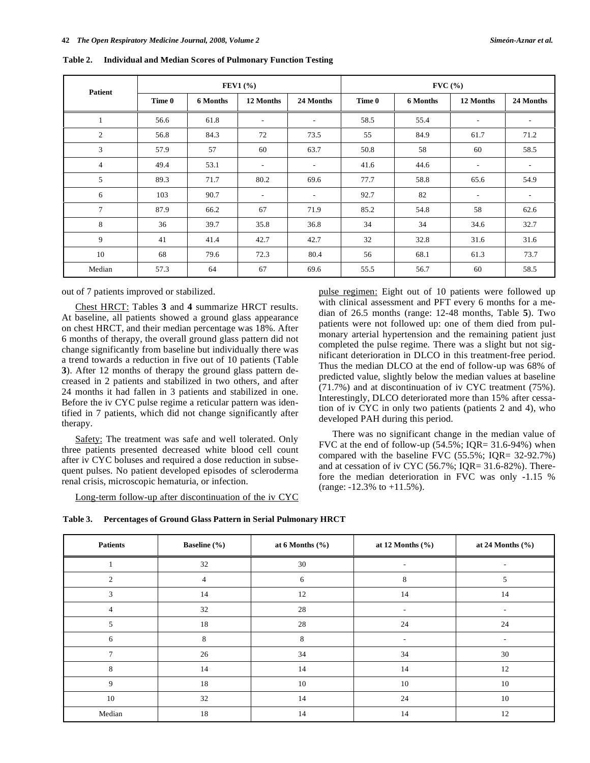**Table 2. Individual and Median Scores of Pulmonary Function Testing**

| Patient | FEV1 (%) | | | | FVC (%) | | | |
|---|---|---|---|---|---|---|---|---|
| | Time 0 | 6 Months | 12 Months | 24 Months | Time 0 | 6 Months | 12 Months | 24 Months |
| 1 | 56.6 | 61.8 | - | - | 58.5 | 55.4 | - | - |
| 2 | 56.8 | 84.3 | 72 | 73.5 | 55 | 84.9 | 61.7 | 71.2 |
| 3 | 57.9 | 57 | 60 | 63.7 | 50.8 | 58 | 60 | 58.5 |
| 4 | 49.4 | 53.1 | - | - | 41.6 | 44.6 | - | - |
| 5 | 89.3 | 71.7 | 80.2 | 69.6 | 77.7 | 58.8 | 65.6 | 54.9 |
| 6 | 103 | 90.7 | - | - | 92.7 | 82 | - | - |
| 7 | 87.9 | 66.2 | 67 | 71.9 | 85.2 | 54.8 | 58 | 62.6 |
| 8 | 36 | 39.7 | 35.8 | 36.8 | 34 | 34 | 34.6 | 32.7 |
| 9 | 41 | 41.4 | 42.7 | 42.7 | 32 | 32.8 | 31.6 | 31.6 |
| 10 | 68 | 79.6 | 72.3 | 80.4 | 56 | 68.1 | 61.3 | 73.7 |
| Median | 57.3 | 64 | 67 | 69.6 | 55.5 | 56.7 | 60 | 58.5 |

out of 7 patients improved or stabilized.

Chest HRCT: Tables **3** and **4** summarize HRCT results. At baseline, all patients showed a ground glass appearance on chest HRCT, and their median percentage was 18%. After 6 months of therapy, the overall ground glass pattern did not change significantly from baseline but individually there was a trend towards a reduction in five out of 10 patients (Table **3**). After 12 months of therapy the ground glass pattern decreased in 2 patients and stabilized in two others, and after 24 months it had fallen in 3 patients and stabilized in one. Before the iv CYC pulse regime a reticular pattern was identified in 7 patients, which did not change significantly after therapy.

Safety: The treatment was safe and well tolerated. Only three patients presented decreased white blood cell count after iv CYC boluses and required a dose reduction in subsequent pulses. No patient developed episodes of scleroderma renal crisis, microscopic hematuria, or infection.

Long-term follow-up after discontinuation of the iv CYC pulse regimen: Eight out of 10 patients were followed up with clinical assessment and PFT every 6 months for a median of 26.5 months (range: 12-48 months, Table **5**). Two patients were not followed up: one of them died from pulmonary arterial hypertension and the remaining patient just completed the pulse regime. There was a slight but not significant deterioration in DLCO in this treatment-free period. Thus the median DLCO at the end of follow-up was 68% of predicted value, slightly below the median values at baseline (71.7%) and at discontinuation of iv CYC treatment (75%). Interestingly, DLCO deteriorated more than 15% after cessation of iv CYC in only two patients (patients 2 and 4), who developed PAH during this period.

There was no significant change in the median value of FVC at the end of follow-up (54.5%; IQR= 31.6-94%) when compared with the baseline FVC (55.5%; IQR= 32-92.7%) and at cessation of iv CYC (56.7%; IQR= 31.6-82%). Therefore the median deterioration in FVC was only -1.15 % (range: -12.3% to +11.5%).

**Table 3. Percentages of Ground Glass Pattern in Serial Pulmonary HRCT**

| Patients | Baseline (%) | at 6 Months (%) | at 12 Months (%) | at 24 Months (%) |
|---|---|---|---|---|
| 1 | 32 | 30 | - | - |
| 2 | 4 | 6 | 8 | 5 |
| 3 | 14 | 12 | 14 | 14 |
| 4 | 32 | 28 | - | - |
| 5 | 18 | 28 | 24 | 24 |
| 6 | 8 | 8 | - | - |
| 7 | 26 | 34 | 34 | 30 |
| 8 | 14 | 14 | 14 | 12 |
| 9 | 18 | 10 | 10 | 10 |
| 10 | 32 | 14 | 24 | 10 |
| Median | 18 | 14 | 14 | 12 |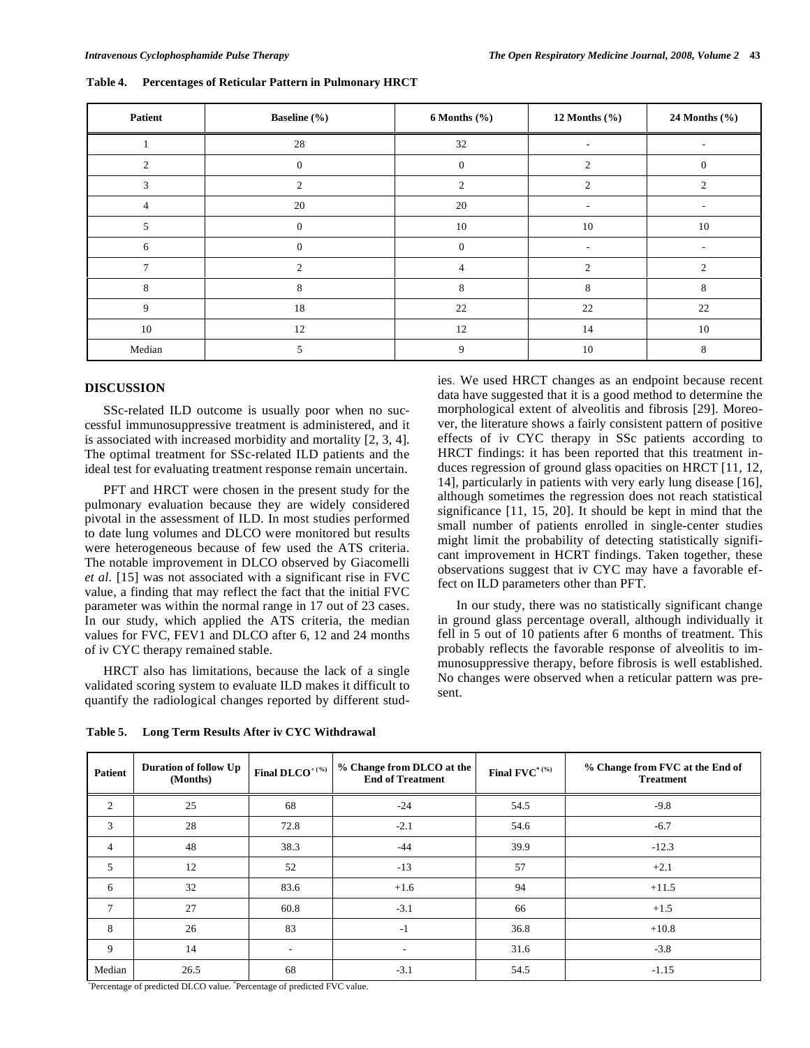**Table 4. Percentages of Reticular Pattern in Pulmonary HRCT**

| Patient | Baseline (%) | 6 Months (%) | 12 Months (%) | 24 Months (%) |
|---|---|---|---|---|
| 1 | 28 | 32 | - | - |
| 2 | 0 | 0 | 2 | 0 |
| 3 | 2 | 2 | 2 | 2 |
| 4 | 20 | 20 | - | - |
| 5 | 0 | 10 | 10 | 10 |
| 6 | 0 | 0 | - | - |
| 7 | 2 | 4 | 2 | 2 |
| 8 | 8 | 8 | 8 | 8 |
| 9 | 18 | 22 | 22 | 22 |
| 10 | 12 | 12 | 14 | 10 |
| Median | 5 | 9 | 10 | 8 |

## DISCUSSION

SSc-related ILD outcome is usually poor when no successful immunosuppressive treatment is administered, and it is associated with increased morbidity and mortality [2, 3, 4]. The optimal treatment for SSc-related ILD patients and the ideal test for evaluating treatment response remain uncertain.

PFT and HRCT were chosen in the present study for the pulmonary evaluation because they are widely considered pivotal in the assessment of ILD. In most studies performed to date lung volumes and DLCO were monitored but results were heterogeneous because of few used the ATS criteria. The notable improvement in DLCO observed by Giacomelli *et al*. [15] was not associated with a significant rise in FVC value, a finding that may reflect the fact that the initial FVC parameter was within the normal range in 17 out of 23 cases. In our study, which applied the ATS criteria, the median values for FVC, FEV1 and DLCO after 6, 12 and 24 months of iv CYC therapy remained stable.

HRCT also has limitations, because the lack of a single validated scoring system to evaluate ILD makes it difficult to quantify the radiological changes reported by different studies. We used HRCT changes as an endpoint because recent data have suggested that it is a good method to determine the morphological extent of alveolitis and fibrosis [29]. Moreover, the literature shows a fairly consistent pattern of positive effects of iv CYC therapy in SSc patients according to HRCT findings: it has been reported that this treatment induces regression of ground glass opacities on HRCT [11, 12, 14], particularly in patients with very early lung disease [16], although sometimes the regression does not reach statistical significance [11, 15, 20]. It should be kept in mind that the small number of patients enrolled in single-center studies might limit the probability of detecting statistically significant improvement in HCRT findings. Taken together, these observations suggest that iv CYC may have a favorable effect on ILD parameters other than PFT.

In our study, there was no statistically significant change in ground glass percentage overall, although individually it fell in 5 out of 10 patients after 6 months of treatment. This probably reflects the favorable response of alveolitis to immunosuppressive therapy, before fibrosis is well established. No changes were observed when a reticular pattern was present.

**Table 5. Long Term Results After iv CYC Withdrawal**

| Patient | Duration of follow Up (Months) | Final DLCO+ (%) | % Change from DLCO at the End of Treatment | Final FVC* (%) | % Change from FVC at the End of Treatment |
|---|---|---|---|---|---|
| 2 | 25 | 68 | -24 | 54.5 | -9.8 |
| 3 | 28 | 72.8 | -2.1 | 54.6 | -6.7 |
| 4 | 48 | 38.3 | -44 | 39.9 | -12.3 |
| 5 | 12 | 52 | -13 | 57 | +2.1 |
| 6 | 32 | 83.6 | +1.6 | 94 | +11.5 |
| 7 | 27 | 60.8 | -3.1 | 66 | +1.5 |
| 8 | 26 | 83 | -1 | 36.8 | +10.8 |
| 9 | 14 | - | - | 31.6 | -3.8 |
| Median | 26.5 | 68 | -3.1 | 54.5 | -1.15 |

+Percentage of predicted DLCO value. *Percentage of predicted FVC value.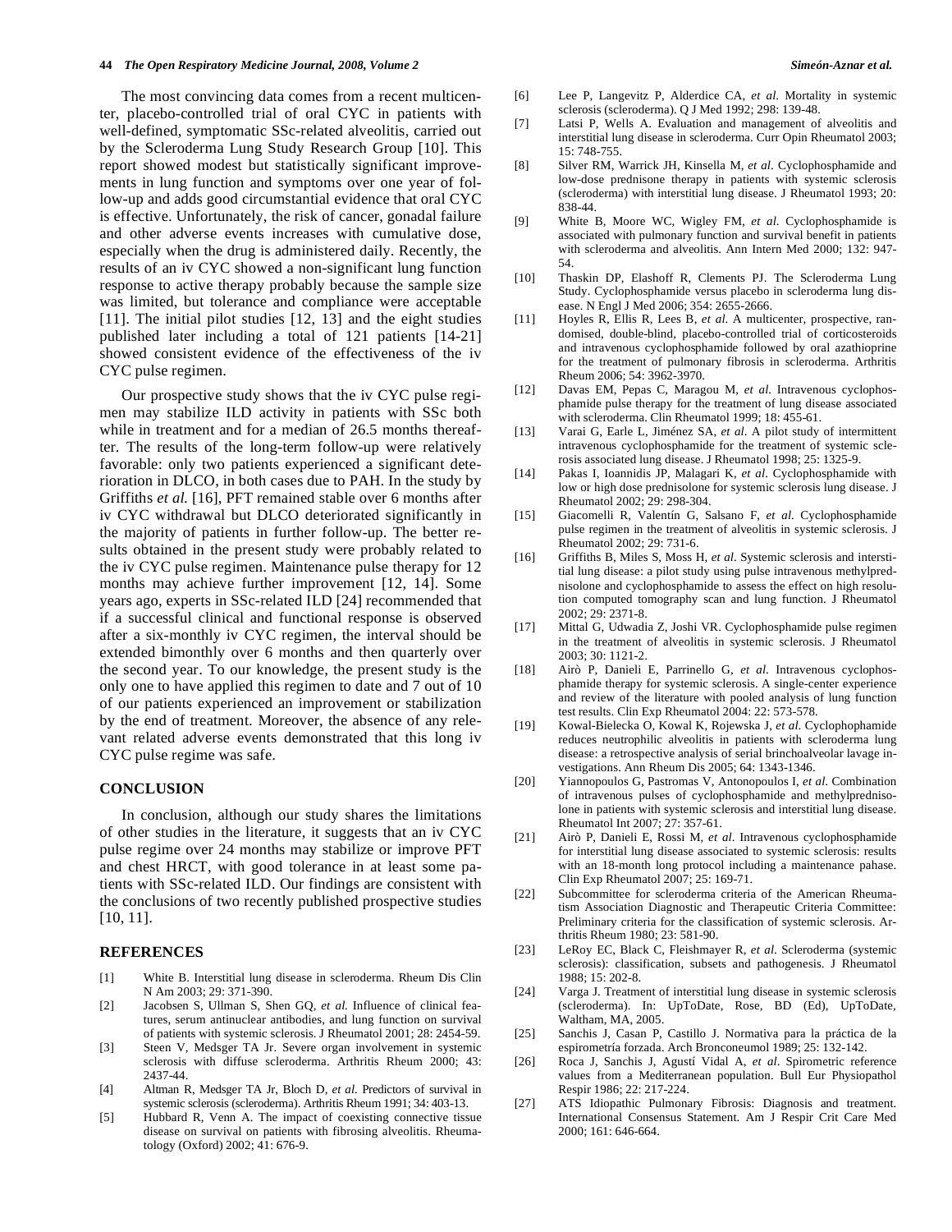The most convincing data comes from a recent multicenter, placebo-controlled trial of oral CYC in patients with well-defined, symptomatic SSc-related alveolitis, carried out by the Scleroderma Lung Study Research Group [10]. This report showed modest but statistically significant improvements in lung function and symptoms over one year of follow-up and adds good circumstantial evidence that oral CYC is effective. Unfortunately, the risk of cancer, gonadal failure and other adverse events increases with cumulative dose, especially when the drug is administered daily. Recently, the results of an iv CYC showed a non-significant lung function response to active therapy probably because the sample size was limited, but tolerance and compliance were acceptable [11]. The initial pilot studies [12, 13] and the eight studies published later including a total of 121 patients [14-21] showed consistent evidence of the effectiveness of the iv CYC pulse regimen.

Our prospective study shows that the iv CYC pulse regimen may stabilize ILD activity in patients with SSc both while in treatment and for a median of 26.5 months thereafter. The results of the long-term follow-up were relatively favorable: only two patients experienced a significant deterioration in DLCO, in both cases due to PAH. In the study by Griffiths *et al.* [16], PFT remained stable over 6 months after iv CYC withdrawal but DLCO deteriorated significantly in the majority of patients in further follow-up. The better results obtained in the present study were probably related to the iv CYC pulse regimen. Maintenance pulse therapy for 12 months may achieve further improvement [12, 14]. Some years ago, experts in SSc-related ILD [24] recommended that if a successful clinical and functional response is observed after a six-monthly iv CYC regimen, the interval should be extended bimonthly over 6 months and then quarterly over the second year. To our knowledge, the present study is the only one to have applied this regimen to date and 7 out of 10 of our patients experienced an improvement or stabilization by the end of treatment. Moreover, the absence of any relevant related adverse events demonstrated that this long iv CYC pulse regime was safe.

## CONCLUSION

In conclusion, although our study shares the limitations of other studies in the literature, it suggests that an iv CYC pulse regime over 24 months may stabilize or improve PFT and chest HRCT, with good tolerance in at least some patients with SSc-related ILD. Our findings are consistent with the conclusions of two recently published prospective studies [10, 11].

## REFERENCES

[1] White B. Interstitial lung disease in scleroderma. Rheum Dis Clin N Am 2003; 29: 371-390.

[2] Jacobsen S, Ullman S, Shen GQ, *et al.* Influence of clinical features, serum antinuclear antibodies, and lung function on survival of patients with systemic sclerosis. J Rheumatol 2001; 28: 2454-59.

[3] Steen V, Medsger TA Jr. Severe organ involvement in systemic sclerosis with diffuse scleroderma. Arthritis Rheum 2000; 43: 2437-44.

[4] Altman R, Medsger TA Jr, Bloch D, *et al.* Predictors of survival in systemic sclerosis (scleroderma). Arthritis Rheum 1991; 34: 403-13.

[5] Hubbard R, Venn A. The impact of coexisting connective tissue disease on survival on patients with fibrosing alveolitis. Rheumatology (Oxford) 2002; 41: 676-9.

[6] Lee P, Langevitz P, Alderdice CA, *et al.* Mortality in systemic sclerosis (scleroderma). Q J Med 1992; 298: 139-48.

[7] Latsi P, Wells A. Evaluation and management of alveolitis and interstitial lung disease in scleroderma. Curr Opin Rheumatol 2003; 15: 748-755.

[8] Silver RM, Warrick JH, Kinsella M, *et al.* Cyclophosphamide and low-dose prednisone therapy in patients with systemic sclerosis (scleroderma) with interstitial lung disease. J Rheumatol 1993; 20: 838-44.

[9] White B, Moore WC, Wigley FM, *et al.* Cyclophosphamide is associated with pulmonary function and survival benefit in patients with scleroderma and alveolitis. Ann Intern Med 2000; 132: 947-54.

[10] Thaskin DP, Elashoff R, Clements PJ. The Scleroderma Lung Study. Cyclophosphamide versus placebo in scleroderma lung disease. N Engl J Med 2006; 354: 2655-2666.

[11] Hoyles R, Ellis R, Lees B, *et al.* A multicenter, prospective, randomised, double-blind, placebo-controlled trial of corticosteroids and intravenous cyclophosphamide followed by oral azathioprine for the treatment of pulmonary fibrosis in scleroderma. Arthritis Rheum 2006; 54: 3962-3970.

[12] Davas EM, Pepas C, Maragou M, *et al.* Intravenous cyclophosphamide pulse therapy for the treatment of lung disease associated with scleroderma. Clin Rheumatol 1999; 18: 455-61.

[13] Varai G, Earle L, Jiménez SA, *et al.* A pilot study of intermittent intravenous cyclophosphamide for the treatment of systemic sclerosis associated lung disease. J Rheumatol 1998; 25: 1325-9.

[14] Pakas I, Ioannidis JP, Malagari K, *et al.* Cyclophosphamide with low or high dose prednisolone for systemic sclerosis lung disease. J Rheumatol 2002; 29: 298-304.

[15] Giacomelli R, Valentín G, Salsano F, *et al.* Cyclophosphamide pulse regimen in the treatment of alveolitis in systemic sclerosis. J Rheumatol 2002; 29: 731-6.

[16] Griffiths B, Miles S, Moss H, *et al.* Systemic sclerosis and interstitial lung disease: a pilot study using pulse intravenous methylprednisolone and cyclophosphamide to assess the effect on high resolution computed tomography scan and lung function. J Rheumatol 2002; 29: 2371-8.

[17] Mittal G, Udwadia Z, Joshi VR. Cyclophosphamide pulse regimen in the treatment of alveolitis in systemic sclerosis. J Rheumatol 2003; 30: 1121-2.

[18] Airò P, Danieli E, Parrinello G, *et al.* Intravenous cyclophosphamide therapy for systemic sclerosis. A single-center experience and review of the literature with pooled analysis of lung function test results. Clin Exp Rheumatol 2004: 22: 573-578.

[19] Kowal-Bielecka O, Kowal K, Rojewska J, *et al.* Cyclophophamide reduces neutrophilic alveolitis in patients with scleroderma lung disease: a retrospective analysis of serial brinchoalveolar lavage investigations. Ann Rheum Dis 2005; 64: 1343-1346.

[20] Yiannopoulos G, Pastromas V, Antonopoulos I, *et al.* Combination of intravenous pulses of cyclophosphamide and methylprednisolone in patients with systemic sclerosis and interstitial lung disease. Rheumatol Int 2007; 27: 357-61.

[21] Airò P, Danieli E, Rossi M, *et al.* Intravenous cyclophosphamide for interstitial lung disease associated to systemic sclerosis: results with an 18-month long protocol including a maintenance pahase. Clin Exp Rheumatol 2007; 25: 169-71.

[22] Subcommittee for scleroderma criteria of the American Rheumatism Association Diagnostic and Therapeutic Criteria Committee: Preliminary criteria for the classification of systemic sclerosis. Arthritis Rheum 1980; 23: 581-90.

[23] LeRoy EC, Black C, Fleishmayer R, *et al.* Scleroderma (systemic sclerosis): classification, subsets and pathogenesis. J Rheumatol 1988; 15: 202-8.

[24] Varga J. Treatment of interstitial lung disease in systemic sclerosis (scleroderma). In: UpToDate, Rose, BD (Ed), UpToDate, Waltham, MA, 2005.

[25] Sanchis J, Casan P, Castillo J. Normativa para la práctica de la espirometría forzada. Arch Bronconeumol 1989; 25: 132-142.

[26] Roca J, Sanchis J, Agustí Vidal A, *et al.* Spirometric reference values from a Mediterranean population. Bull Eur Physiopathol Respir 1986; 22: 217-224.

[27] ATS Idiopathic Pulmonary Fibrosis: Diagnosis and treatment. International Consensus Statement. Am J Respir Crit Care Med 2000; 161: 646-664.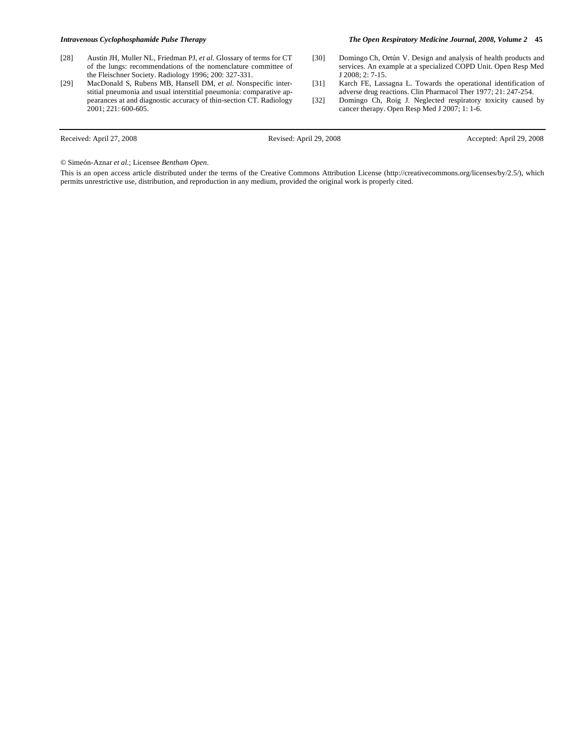[28] Austin JH, Muller NL, Friedman PJ, *et al.* Glossary of terms for CT of the lungs: recommendations of the nomenclature committee of the Fleischner Society. Radiology 1996; 200: 327-331.

[29] MacDonald S, Rubens MB, Hansell DM, *et al.* Nonspecific interstitial pneumonia and usual interstitial pneumonia: comparative appearances at and diagnostic accuracy of thin-section CT. Radiology 2001; 221: 600-605.

[30] Domingo Ch, Ortún V. Design and analysis of health products and services. An example at a specialized COPD Unit. Open Resp Med J 2008; 2: 7-15.

[31] Karch FE, Lassagna L. Towards the operational identification of adverse drug reactions. Clin Pharmacol Ther 1977; 21: 247-254.

[32] Domingo Ch, Roig J. Neglected respiratory toxicity caused by cancer therapy. Open Resp Med J 2007; 1: 1-6.

Received: April 27, 2008 Revised: April 29, 2008 Accepted: April 29, 2008

© Simeón-Aznar *et al.*; Licensee *Bentham Open*.

This is an open access article distributed under the terms of the Creative Commons Attribution License (http://creativecommons.org/licenses/by/2.5/), which permits unrestrictive use, distribution, and reproduction in any medium, provided the original work is properly cited.